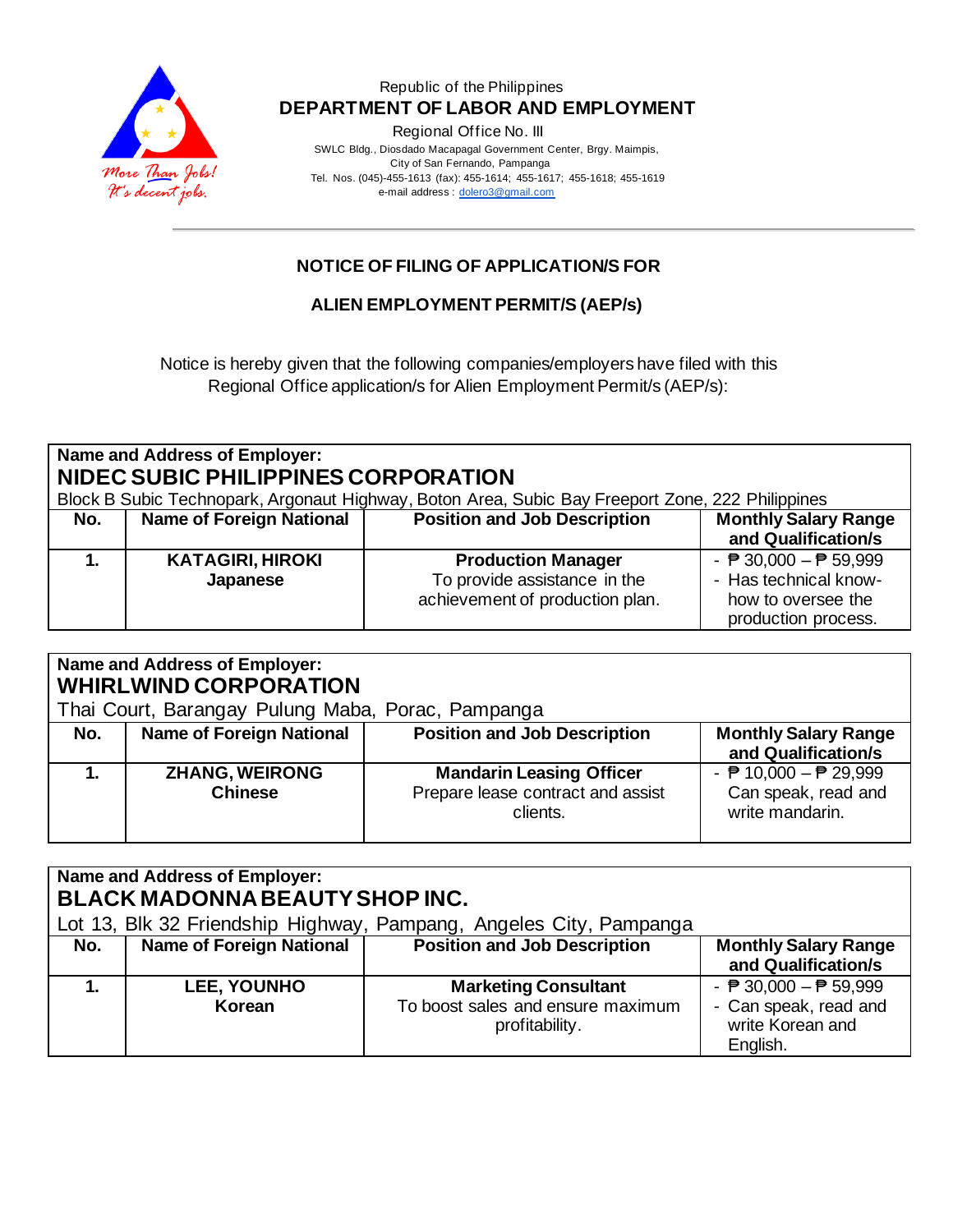Republic of the Philippines
**DEPARTMENT OF LABOR AND EMPLOYMENT**
Regional Office No. III
SWLC Bldg., Diosdado Macapagal Government Center, Brgy. Maimpis,
City of San Fernando, Pampanga
Tel. Nos. (045)-455-1613 (fax): 455-1614; 455-1617; 455-1618; 455-1619
e-mail address : dolero3@gmail.com

*More Than Jobs! It's decent jobs.*

## NOTICE OF FILING OF APPLICATION/S FOR

## ALIEN EMPLOYMENT PERMIT/S (AEP/s)

Notice is hereby given that the following companies/employers have filed with this Regional Office application/s for Alien Employment Permit/s (AEP/s):

**Name and Address of Employer:**
**NIDEC SUBIC PHILIPPINES CORPORATION**
Block B Subic Technopark, Argonaut Highway, Boton Area, Subic Bay Freeport Zone, 222 Philippines

| No. | Name of Foreign National | Position and Job Description | Monthly Salary Range and Qualification/s |
|---|---|---|---|
| **1.** | **KATAGIRI, HIROKI** **Japanese** | **Production Manager** To provide assistance in the achievement of production plan. | - ₱ 30,000 – ₱ 59,999 - Has technical know-how to oversee the production process. |

**Name and Address of Employer:**
**WHIRLWIND CORPORATION**
Thai Court, Barangay Pulung Maba, Porac, Pampanga

| No. | Name of Foreign National | Position and Job Description | Monthly Salary Range and Qualification/s |
|---|---|---|---|
| **1.** | **ZHANG, WEIRONG** **Chinese** | **Mandarin Leasing Officer** Prepare lease contract and assist clients. | - ₱ 10,000 – ₱ 29,999 Can speak, read and write mandarin. |

**Name and Address of Employer:**
**BLACK MADONNA BEAUTY SHOP INC.**
Lot 13, Blk 32 Friendship Highway, Pampang, Angeles City, Pampanga

| No. | Name of Foreign National | Position and Job Description | Monthly Salary Range and Qualification/s |
|---|---|---|---|
| **1.** | **LEE, YOUNHO** **Korean** | **Marketing Consultant** To boost sales and ensure maximum profitability. | - ₱ 30,000 – ₱ 59,999 - Can speak, read and write Korean and English. |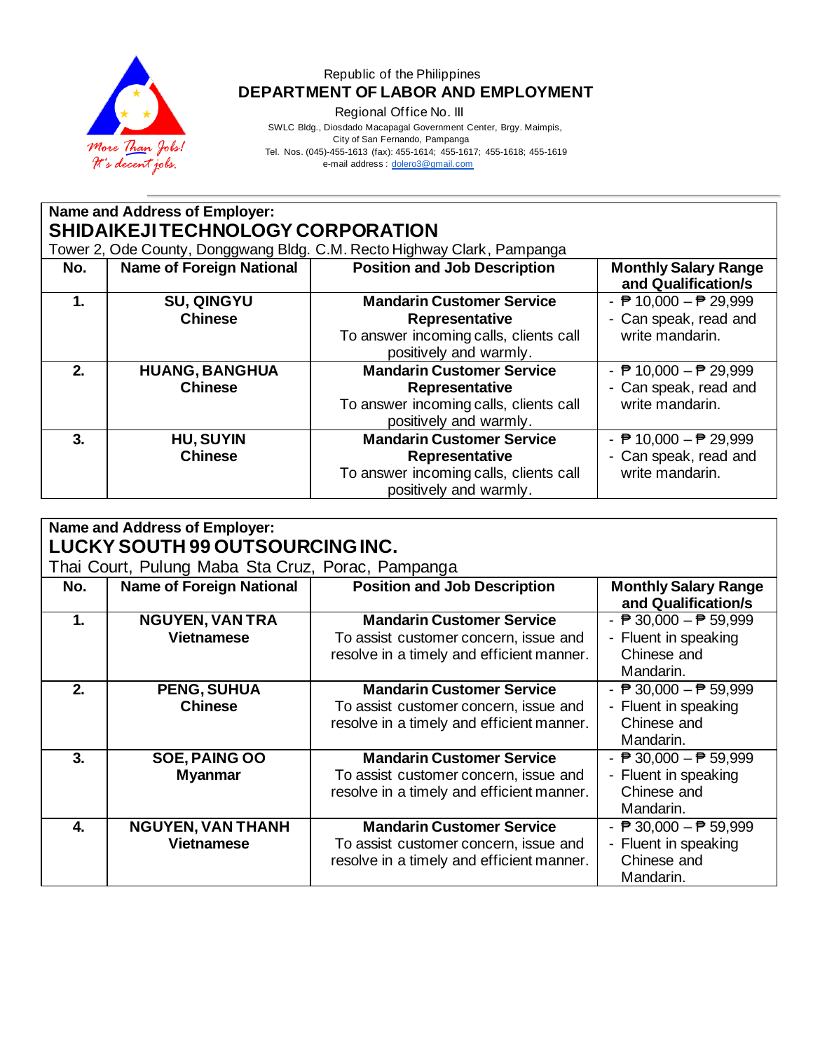Republic of the Philippines
**DEPARTMENT OF LABOR AND EMPLOYMENT**
Regional Office No. III
SWLC Bldg., Diosdado Macapagal Government Center, Brgy. Maimpis,
City of San Fernando, Pampanga
Tel. Nos. (045)-455-1613 (fax): 455-1614; 455-1617; 455-1618; 455-1619
e-mail address : dolero3@gmail.com

**Name and Address of Employer:**
## SHIDAIKEJI TECHNOLOGY CORPORATION
Tower 2, Ode County, Donggwang Bldg. C.M. Recto Highway Clark, Pampanga

| No. | Name of Foreign National | Position and Job Description | Monthly Salary Range and Qualification/s |
|---|---|---|---|
| **1.** | **SU, QINGYU** **Chinese** | **Mandarin Customer Service Representative** To answer incoming calls, clients call positively and warmly. | - ₱ 10,000 – ₱ 29,999 - Can speak, read and write mandarin. |
| **2.** | **HUANG, BANGHUA** **Chinese** | **Mandarin Customer Service Representative** To answer incoming calls, clients call positively and warmly. | - ₱ 10,000 – ₱ 29,999 - Can speak, read and write mandarin. |
| **3.** | **HU, SUYIN** **Chinese** | **Mandarin Customer Service Representative** To answer incoming calls, clients call positively and warmly. | - ₱ 10,000 – ₱ 29,999 - Can speak, read and write mandarin. |

**Name and Address of Employer:**
## LUCKY SOUTH 99 OUTSOURCING INC.
Thai Court, Pulung Maba Sta Cruz, Porac, Pampanga

| No. | Name of Foreign National | Position and Job Description | Monthly Salary Range and Qualification/s |
|---|---|---|---|
| **1.** | **NGUYEN, VAN TRA** **Vietnamese** | **Mandarin Customer Service** To assist customer concern, issue and resolve in a timely and efficient manner. | - ₱ 30,000 – ₱ 59,999 - Fluent in speaking Chinese and Mandarin. |
| **2.** | **PENG, SUHUA** **Chinese** | **Mandarin Customer Service** To assist customer concern, issue and resolve in a timely and efficient manner. | - ₱ 30,000 – ₱ 59,999 - Fluent in speaking Chinese and Mandarin. |
| **3.** | **SOE, PAING OO** **Myanmar** | **Mandarin Customer Service** To assist customer concern, issue and resolve in a timely and efficient manner. | - ₱ 30,000 – ₱ 59,999 - Fluent in speaking Chinese and Mandarin. |
| **4.** | **NGUYEN, VAN THANH** **Vietnamese** | **Mandarin Customer Service** To assist customer concern, issue and resolve in a timely and efficient manner. | - ₱ 30,000 – ₱ 59,999 - Fluent in speaking Chinese and Mandarin. |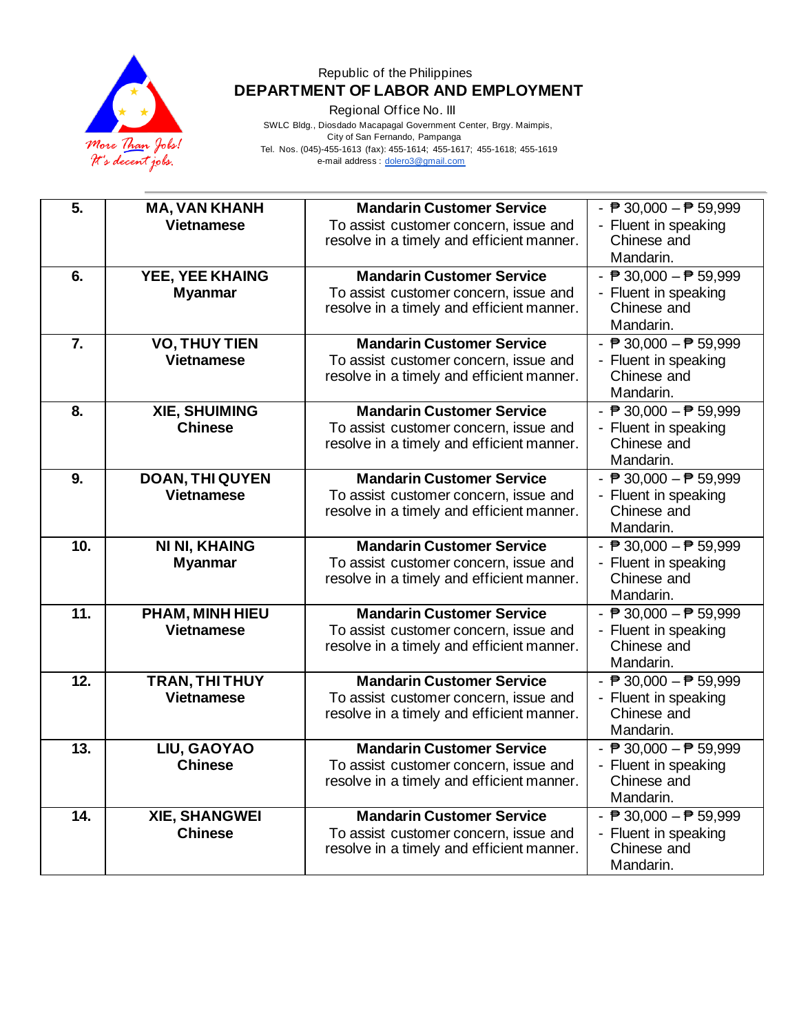Republic of the Philippines
**DEPARTMENT OF LABOR AND EMPLOYMENT**
Regional Office No. III
SWLC Bldg., Diosdado Macapagal Government Center, Brgy. Maimpis,
City of San Fernando, Pampanga
Tel. Nos. (045)-455-1613 (fax): 455-1614; 455-1617; 455-1618; 455-1619
e-mail address : dolero3@gmail.com

| | | | |
|---|---|---|---|
| **5.** | **MA, VAN KHANH** **Vietnamese** | **Mandarin Customer Service** To assist customer concern, issue and resolve in a timely and efficient manner. | - ₱ 30,000 – ₱ 59,999 - Fluent in speaking Chinese and Mandarin. |
| **6.** | **YEE, YEE KHAING** **Myanmar** | **Mandarin Customer Service** To assist customer concern, issue and resolve in a timely and efficient manner. | - ₱ 30,000 – ₱ 59,999 - Fluent in speaking Chinese and Mandarin. |
| **7.** | **VO, THUY TIEN** **Vietnamese** | **Mandarin Customer Service** To assist customer concern, issue and resolve in a timely and efficient manner. | - ₱ 30,000 – ₱ 59,999 - Fluent in speaking Chinese and Mandarin. |
| **8.** | **XIE, SHUIMING** **Chinese** | **Mandarin Customer Service** To assist customer concern, issue and resolve in a timely and efficient manner. | - ₱ 30,000 – ₱ 59,999 - Fluent in speaking Chinese and Mandarin. |
| **9.** | **DOAN, THI QUYEN** **Vietnamese** | **Mandarin Customer Service** To assist customer concern, issue and resolve in a timely and efficient manner. | - ₱ 30,000 – ₱ 59,999 - Fluent in speaking Chinese and Mandarin. |
| **10.** | **NI NI, KHAING** **Myanmar** | **Mandarin Customer Service** To assist customer concern, issue and resolve in a timely and efficient manner. | - ₱ 30,000 – ₱ 59,999 - Fluent in speaking Chinese and Mandarin. |
| **11.** | **PHAM, MINH HIEU** **Vietnamese** | **Mandarin Customer Service** To assist customer concern, issue and resolve in a timely and efficient manner. | - ₱ 30,000 – ₱ 59,999 - Fluent in speaking Chinese and Mandarin. |
| **12.** | **TRAN, THI THUY** **Vietnamese** | **Mandarin Customer Service** To assist customer concern, issue and resolve in a timely and efficient manner. | - ₱ 30,000 – ₱ 59,999 - Fluent in speaking Chinese and Mandarin. |
| **13.** | **LIU, GAOYAO** **Chinese** | **Mandarin Customer Service** To assist customer concern, issue and resolve in a timely and efficient manner. | - ₱ 30,000 – ₱ 59,999 - Fluent in speaking Chinese and Mandarin. |
| **14.** | **XIE, SHANGWEI** **Chinese** | **Mandarin Customer Service** To assist customer concern, issue and resolve in a timely and efficient manner. | - ₱ 30,000 – ₱ 59,999 - Fluent in speaking Chinese and Mandarin. |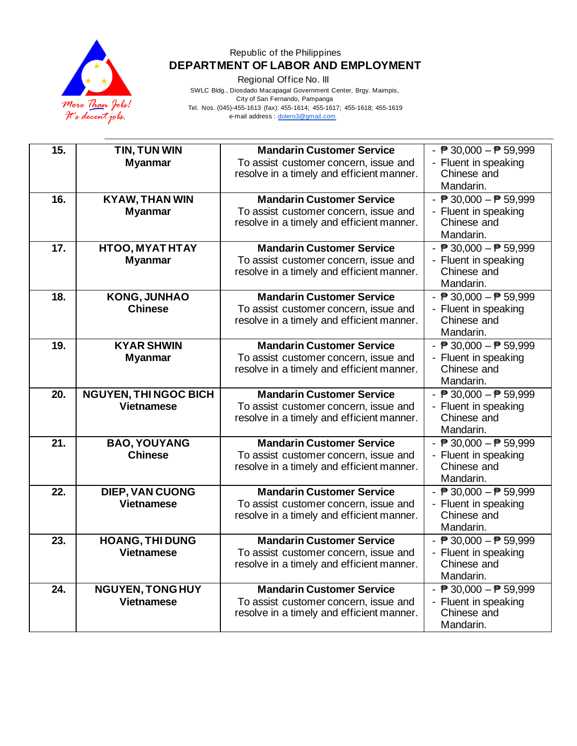Republic of the Philippines
**DEPARTMENT OF LABOR AND EMPLOYMENT**
Regional Office No. III
SWLC Bldg., Diosdado Macapagal Government Center, Brgy. Maimpis,
City of San Fernando, Pampanga
Tel. Nos. (045)-455-1613 (fax): 455-1614; 455-1617; 455-1618; 455-1619
e-mail address : dolero3@gmail.com

| | | | |
|---|---|---|---|
| **15.** | **TIN, TUN WIN**<br>**Myanmar** | **Mandarin Customer Service**<br>To assist customer concern, issue and resolve in a timely and efficient manner. | - ₱ 30,000 – ₱ 59,999<br>- Fluent in speaking Chinese and Mandarin. |
| **16.** | **KYAW, THAN WIN**<br>**Myanmar** | **Mandarin Customer Service**<br>To assist customer concern, issue and resolve in a timely and efficient manner. | - ₱ 30,000 – ₱ 59,999<br>- Fluent in speaking Chinese and Mandarin. |
| **17.** | **HTOO, MYAT HTAY**<br>**Myanmar** | **Mandarin Customer Service**<br>To assist customer concern, issue and resolve in a timely and efficient manner. | - ₱ 30,000 – ₱ 59,999<br>- Fluent in speaking Chinese and Mandarin. |
| **18.** | **KONG, JUNHAO**<br>**Chinese** | **Mandarin Customer Service**<br>To assist customer concern, issue and resolve in a timely and efficient manner. | - ₱ 30,000 – ₱ 59,999<br>- Fluent in speaking Chinese and Mandarin. |
| **19.** | **KYAR SHWIN**<br>**Myanmar** | **Mandarin Customer Service**<br>To assist customer concern, issue and resolve in a timely and efficient manner. | - ₱ 30,000 – ₱ 59,999<br>- Fluent in speaking Chinese and Mandarin. |
| **20.** | **NGUYEN, THI NGOC BICH**<br>**Vietnamese** | **Mandarin Customer Service**<br>To assist customer concern, issue and resolve in a timely and efficient manner. | - ₱ 30,000 – ₱ 59,999<br>- Fluent in speaking Chinese and Mandarin. |
| **21.** | **BAO, YOUYANG**<br>**Chinese** | **Mandarin Customer Service**<br>To assist customer concern, issue and resolve in a timely and efficient manner. | - ₱ 30,000 – ₱ 59,999<br>- Fluent in speaking Chinese and Mandarin. |
| **22.** | **DIEP, VAN CUONG**<br>**Vietnamese** | **Mandarin Customer Service**<br>To assist customer concern, issue and resolve in a timely and efficient manner. | - ₱ 30,000 – ₱ 59,999<br>- Fluent in speaking Chinese and Mandarin. |
| **23.** | **HOANG, THI DUNG**<br>**Vietnamese** | **Mandarin Customer Service**<br>To assist customer concern, issue and resolve in a timely and efficient manner. | - ₱ 30,000 – ₱ 59,999<br>- Fluent in speaking Chinese and Mandarin. |
| **24.** | **NGUYEN, TONG HUY**<br>**Vietnamese** | **Mandarin Customer Service**<br>To assist customer concern, issue and resolve in a timely and efficient manner. | - ₱ 30,000 – ₱ 59,999<br>- Fluent in speaking Chinese and Mandarin. |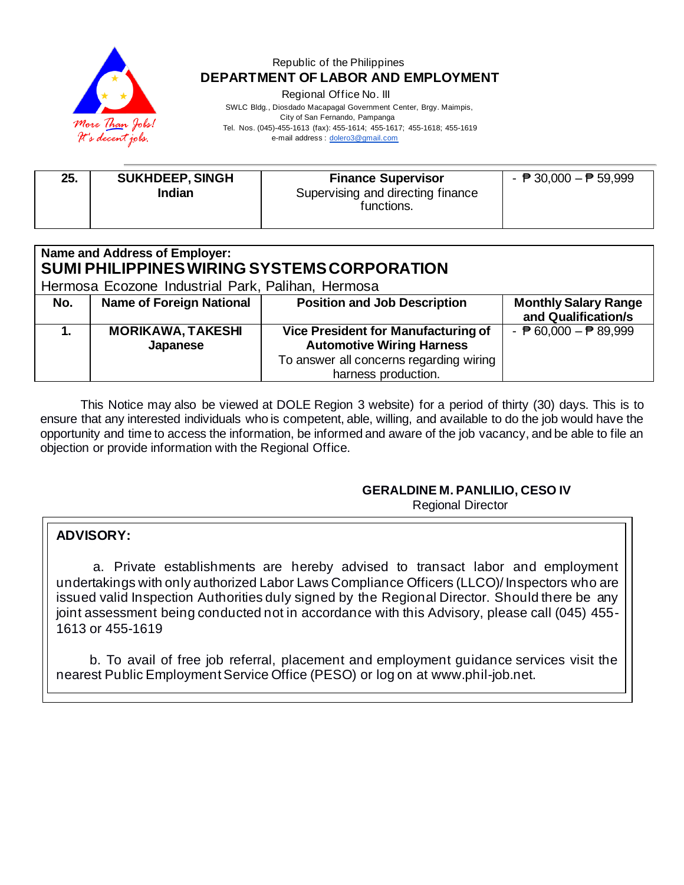Republic of the Philippines
**DEPARTMENT OF LABOR AND EMPLOYMENT**
Regional Office No. III
SWLC Bldg., Diosdado Macapagal Government Center, Brgy. Maimpis,
City of San Fernando, Pampanga
Tel. Nos. (045)-455-1613 (fax): 455-1614; 455-1617; 455-1618; 455-1619
e-mail address : dolero3@gmail.com

| | | | |
|---|---|---|---|
| **25.** | **SUKHDEEP, SINGH**<br>**Indian** | **Finance Supervisor**<br>Supervising and directing finance functions. | - ₱ 30,000 – ₱ 59,999 |

**Name and Address of Employer:**
**SUMI PHILIPPINES WIRING SYSTEMS CORPORATION**
Hermosa Ecozone Industrial Park, Palihan, Hermosa

| No. | Name of Foreign National | Position and Job Description | Monthly Salary Range and Qualification/s |
|---|---|---|---|
| **1.** | **MORIKAWA, TAKESHI**<br>**Japanese** | **Vice President for Manufacturing of Automotive Wiring Harness**<br>To answer all concerns regarding wiring harness production. | - ₱ 60,000 – ₱ 89,999 |

This Notice may also be viewed at DOLE Region 3 website) for a period of thirty (30) days. This is to ensure that any interested individuals who is competent, able, willing, and available to do the job would have the opportunity and time to access the information, be informed and aware of the job vacancy, and be able to file an objection or provide information with the Regional Office.

**GERALDINE M. PANLILIO, CESO IV**
Regional Director

**ADVISORY:**

a. Private establishments are hereby advised to transact labor and employment undertakings with only authorized Labor Laws Compliance Officers (LLCO)/ Inspectors who are issued valid Inspection Authorities duly signed by the Regional Director. Should there be any joint assessment being conducted not in accordance with this Advisory, please call (045) 455-1613 or 455-1619

b. To avail of free job referral, placement and employment guidance services visit the nearest Public Employment Service Office (PESO) or log on at www.phil-job.net.